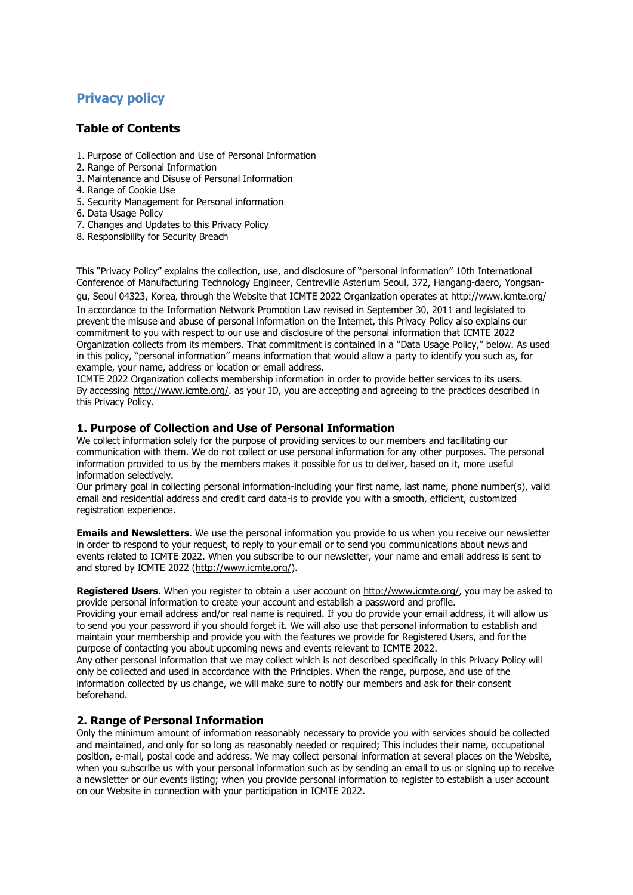# Privacy policy

## Table of Contents

1. Purpose of Collection and Use of Personal Information
2. Range of Personal Information
3. Maintenance and Disuse of Personal Information
4. Range of Cookie Use
5. Security Management for Personal information
6. Data Usage Policy
7. Changes and Updates to this Privacy Policy
8. Responsibility for Security Breach

This "Privacy Policy" explains the collection, use, and disclosure of "personal information" 10th International Conference of Manufacturing Technology Engineer, Centreville Asterium Seoul, 372, Hangang-daero, Yongsan-gu, Seoul 04323, Korea, through the Website that ICMTE 2022 Organization operates at http://www.icmte.org/
In accordance to the Information Network Promotion Law revised in September 30, 2011 and legislated to prevent the misuse and abuse of personal information on the Internet, this Privacy Policy also explains our commitment to you with respect to our use and disclosure of the personal information that ICMTE 2022 Organization collects from its members. That commitment is contained in a "Data Usage Policy," below. As used in this policy, "personal information" means information that would allow a party to identify you such as, for example, your name, address or location or email address.
ICMTE 2022 Organization collects membership information in order to provide better services to its users.
By accessing http://www.icmte.org/. as your ID, you are accepting and agreeing to the practices described in this Privacy Policy.

### 1. Purpose of Collection and Use of Personal Information

We collect information solely for the purpose of providing services to our members and facilitating our communication with them. We do not collect or use personal information for any other purposes. The personal information provided to us by the members makes it possible for us to deliver, based on it, more useful information selectively.
Our primary goal in collecting personal information-including your first name, last name, phone number(s), valid email and residential address and credit card data-is to provide you with a smooth, efficient, customized registration experience.

**Emails and Newsletters**. We use the personal information you provide to us when you receive our newsletter in order to respond to your request, to reply to your email or to send you communications about news and events related to ICMTE 2022. When you subscribe to our newsletter, your name and email address is sent to and stored by ICMTE 2022 (http://www.icmte.org/).

**Registered Users**. When you register to obtain a user account on http://www.icmte.org/, you may be asked to provide personal information to create your account and establish a password and profile.
Providing your email address and/or real name is required. If you do provide your email address, it will allow us to send you your password if you should forget it. We will also use that personal information to establish and maintain your membership and provide you with the features we provide for Registered Users, and for the purpose of contacting you about upcoming news and events relevant to ICMTE 2022.
Any other personal information that we may collect which is not described specifically in this Privacy Policy will only be collected and used in accordance with the Principles. When the range, purpose, and use of the information collected by us change, we will make sure to notify our members and ask for their consent beforehand.

### 2. Range of Personal Information

Only the minimum amount of information reasonably necessary to provide you with services should be collected and maintained, and only for so long as reasonably needed or required; This includes their name, occupational position, e-mail, postal code and address. We may collect personal information at several places on the Website, when you subscribe us with your personal information such as by sending an email to us or signing up to receive a newsletter or our events listing; when you provide personal information to register to establish a user account on our Website in connection with your participation in ICMTE 2022.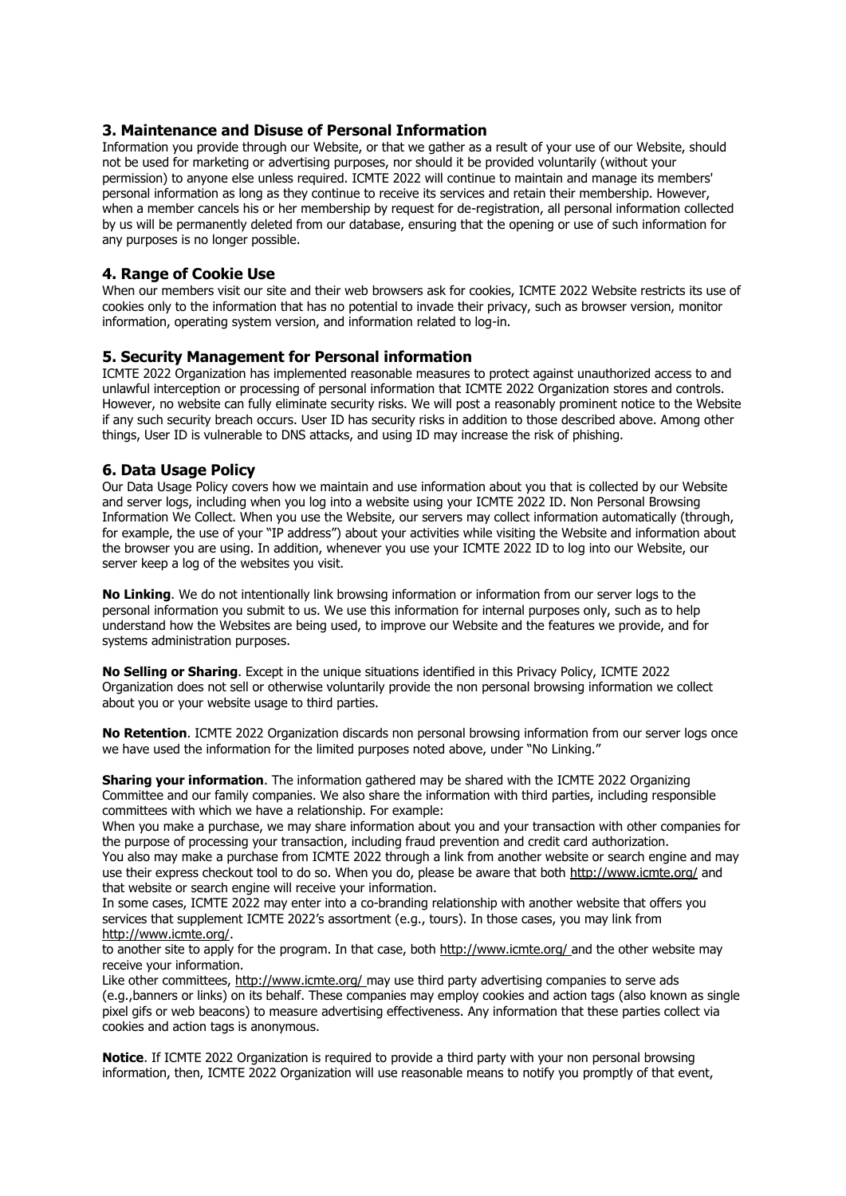## 3. Maintenance and Disuse of Personal Information

Information you provide through our Website, or that we gather as a result of your use of our Website, should not be used for marketing or advertising purposes, nor should it be provided voluntarily (without your permission) to anyone else unless required. ICMTE 2022 will continue to maintain and manage its members' personal information as long as they continue to receive its services and retain their membership. However, when a member cancels his or her membership by request for de-registration, all personal information collected by us will be permanently deleted from our database, ensuring that the opening or use of such information for any purposes is no longer possible.

## 4. Range of Cookie Use

When our members visit our site and their web browsers ask for cookies, ICMTE 2022 Website restricts its use of cookies only to the information that has no potential to invade their privacy, such as browser version, monitor information, operating system version, and information related to log-in.

## 5. Security Management for Personal information

ICMTE 2022 Organization has implemented reasonable measures to protect against unauthorized access to and unlawful interception or processing of personal information that ICMTE 2022 Organization stores and controls. However, no website can fully eliminate security risks. We will post a reasonably prominent notice to the Website if any such security breach occurs. User ID has security risks in addition to those described above. Among other things, User ID is vulnerable to DNS attacks, and using ID may increase the risk of phishing.

## 6. Data Usage Policy

Our Data Usage Policy covers how we maintain and use information about you that is collected by our Website and server logs, including when you log into a website using your ICMTE 2022 ID. Non Personal Browsing Information We Collect. When you use the Website, our servers may collect information automatically (through, for example, the use of your "IP address") about your activities while visiting the Website and information about the browser you are using. In addition, whenever you use your ICMTE 2022 ID to log into our Website, our server keep a log of the websites you visit.

**No Linking**. We do not intentionally link browsing information or information from our server logs to the personal information you submit to us. We use this information for internal purposes only, such as to help understand how the Websites are being used, to improve our Website and the features we provide, and for systems administration purposes.

**No Selling or Sharing**. Except in the unique situations identified in this Privacy Policy, ICMTE 2022 Organization does not sell or otherwise voluntarily provide the non personal browsing information we collect about you or your website usage to third parties.

**No Retention**. ICMTE 2022 Organization discards non personal browsing information from our server logs once we have used the information for the limited purposes noted above, under "No Linking."

**Sharing your information**. The information gathered may be shared with the ICMTE 2022 Organizing Committee and our family companies. We also share the information with third parties, including responsible committees with which we have a relationship. For example:

When you make a purchase, we may share information about you and your transaction with other companies for the purpose of processing your transaction, including fraud prevention and credit card authorization.

You also may make a purchase from ICMTE 2022 through a link from another website or search engine and may use their express checkout tool to do so. When you do, please be aware that both http://www.icmte.org/ and that website or search engine will receive your information.

In some cases, ICMTE 2022 may enter into a co-branding relationship with another website that offers you services that supplement ICMTE 2022's assortment (e.g., tours). In those cases, you may link from http://www.icmte.org/.

to another site to apply for the program. In that case, both http://www.icmte.org/ and the other website may receive your information.

Like other committees, http://www.icmte.org/ may use third party advertising companies to serve ads (e.g.,banners or links) on its behalf. These companies may employ cookies and action tags (also known as single pixel gifs or web beacons) to measure advertising effectiveness. Any information that these parties collect via cookies and action tags is anonymous.

**Notice**. If ICMTE 2022 Organization is required to provide a third party with your non personal browsing information, then, ICMTE 2022 Organization will use reasonable means to notify you promptly of that event,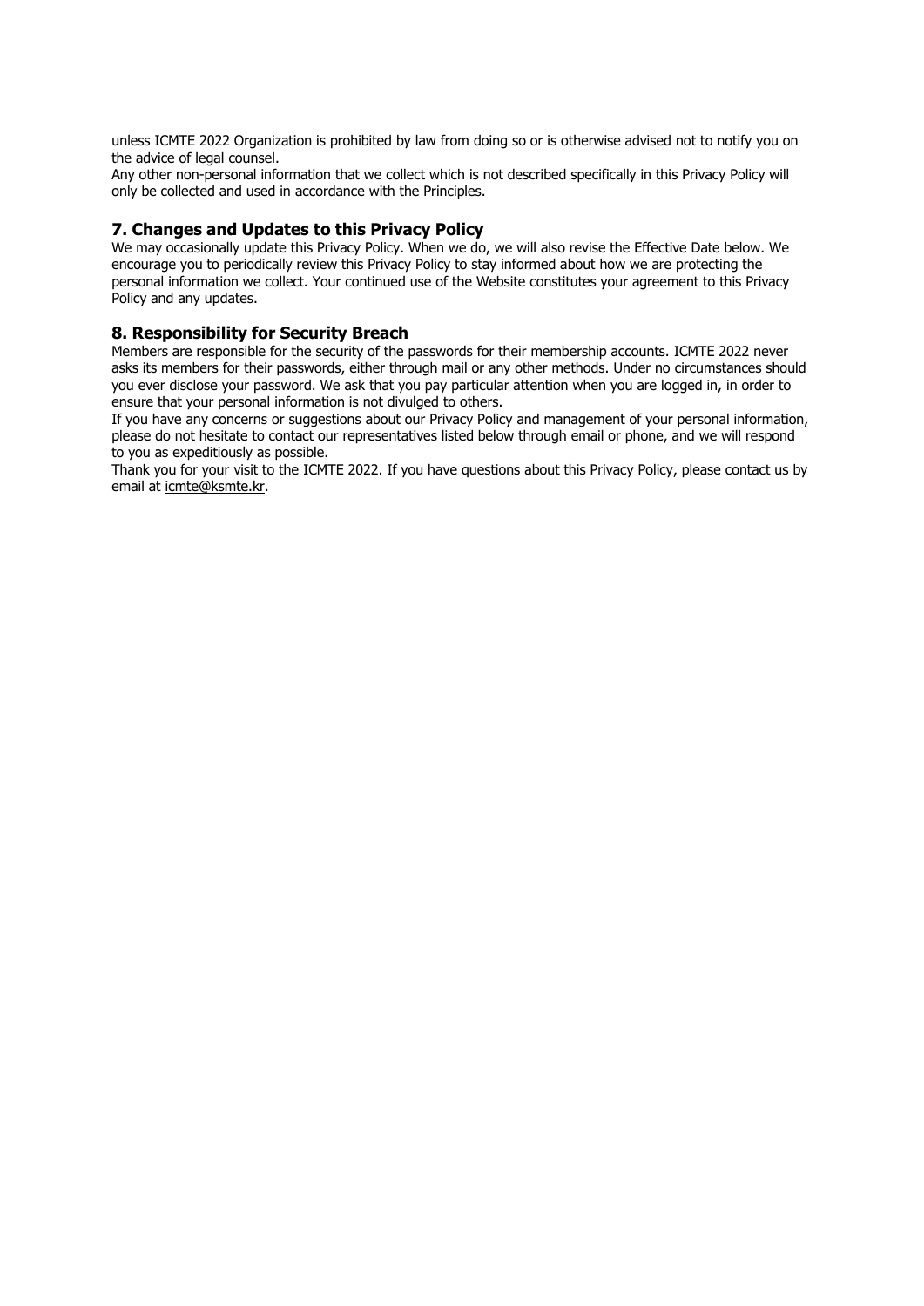unless ICMTE 2022 Organization is prohibited by law from doing so or is otherwise advised not to notify you on the advice of legal counsel.
Any other non-personal information that we collect which is not described specifically in this Privacy Policy will only be collected and used in accordance with the Principles.

## 7. Changes and Updates to this Privacy Policy

We may occasionally update this Privacy Policy. When we do, we will also revise the Effective Date below. We encourage you to periodically review this Privacy Policy to stay informed about how we are protecting the personal information we collect. Your continued use of the Website constitutes your agreement to this Privacy Policy and any updates.

## 8. Responsibility for Security Breach

Members are responsible for the security of the passwords for their membership accounts. ICMTE 2022 never asks its members for their passwords, either through mail or any other methods. Under no circumstances should you ever disclose your password. We ask that you pay particular attention when you are logged in, in order to ensure that your personal information is not divulged to others.
If you have any concerns or suggestions about our Privacy Policy and management of your personal information, please do not hesitate to contact our representatives listed below through email or phone, and we will respond to you as expeditiously as possible.
Thank you for your visit to the ICMTE 2022. If you have questions about this Privacy Policy, please contact us by email at icmte@ksmte.kr.